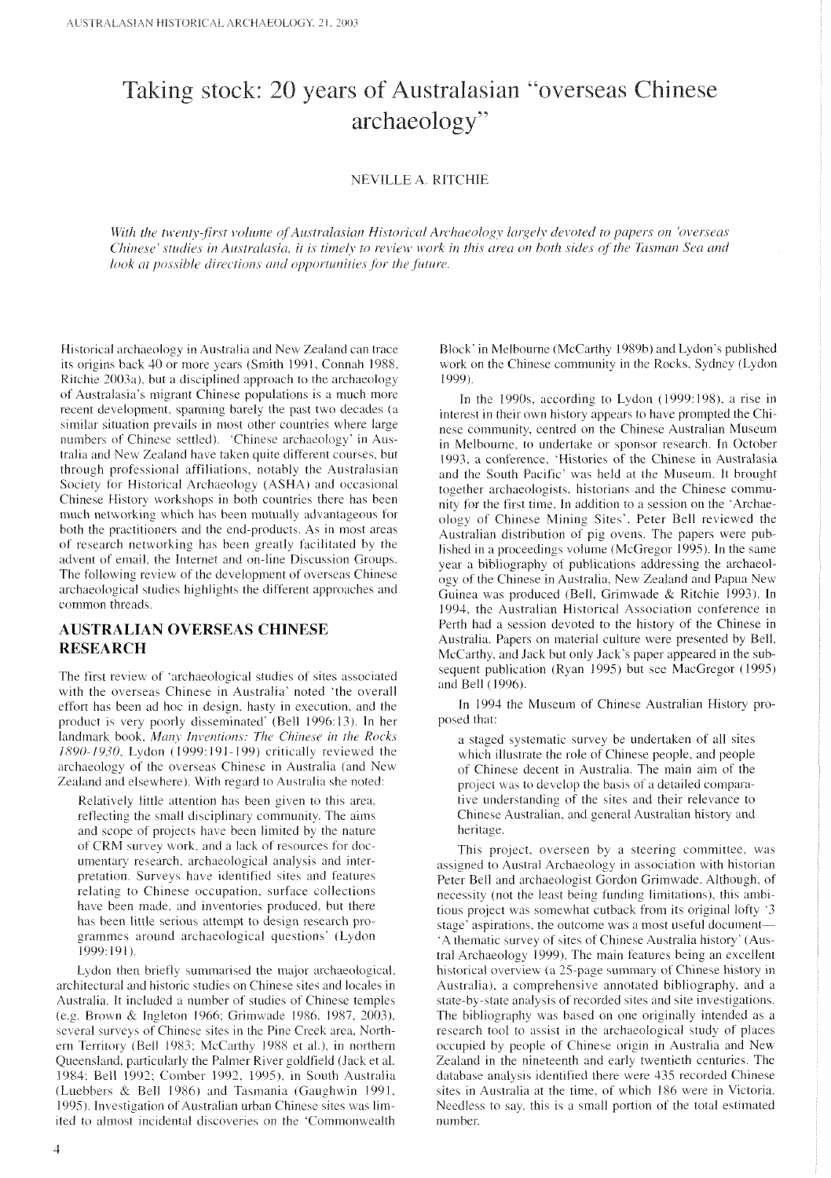# Taking stock: 20 years of Australasian "overseas Chinese archaeology"

NEVILLE A. RITCHIE

*With the twenty-first volume of Australasian Historical Archaeology largely devoted to papers on 'overseas Chinese' studies in Australasia, it is timely to review work in this area on both sides of the Tasman Sea and look at possible directions and opportunities for the future.*

Historical archaeology in Australia and New Zealand can trace its origins back 40 or more years (Smith 1991, Connah 1988, Ritchie 2003a), but a disciplined approach to the archaeology of Australasia's migrant Chinese populations is a much more recent development, spanning barely the past two decades (a similar situation prevails in most other countries where large numbers of Chinese settled). 'Chinese archaeology' in Australia and New Zealand have taken quite different courses, but through professional affiliations, notably the Australasian Society for Historical Archaeology (ASHA) and occasional Chinese History workshops in both countries there has been much networking which has been mutually advantageous for both the practitioners and the end-products. As in most areas of research networking has been greatly facilitated by the advent of email, the Internet and on-line Discussion Groups. The following review of the development of overseas Chinese archaeological studies highlights the different approaches and common threads.

## AUSTRALIAN OVERSEAS CHINESE RESEARCH

The first review of 'archaeological studies of sites associated with the overseas Chinese in Australia' noted 'the overall effort has been ad hoc in design, hasty in execution, and the product is very poorly disseminated' (Bell 1996:13). In her landmark book, *Many Inventions: The Chinese in the Rocks 1890-1930*, Lydon (1999:191-199) critically reviewed the archaeology of the overseas Chinese in Australia (and New Zealand and elsewhere). With regard to Australia she noted:

> Relatively little attention has been given to this area, reflecting the small disciplinary community. The aims and scope of projects have been limited by the nature of CRM survey work, and a lack of resources for documentary research, archaeological analysis and interpretation. Surveys have identified sites and features relating to Chinese occupation, surface collections have been made, and inventories produced, but there has been little serious attempt to design research programmes around archaeological questions' (Lydon 1999:191).

Lydon then briefly summarised the major archaeological, architectural and historic studies on Chinese sites and locales in Australia. It included a number of studies of Chinese temples (e.g. Brown & Ingleton 1966; Grimwade 1986, 1987, 2003), several surveys of Chinese sites in the Pine Creek area, Northern Territory (Bell 1983; McCarthy 1988 et al.), in northern Queensland, particularly the Palmer River goldfield (Jack et al. 1984; Bell 1992; Comber 1992, 1995), in South Australia (Luebbers & Bell 1986) and Tasmania (Gaughwin 1991, 1995). Investigation of Australian urban Chinese sites was limited to almost incidental discoveries on the 'Commonwealth Block' in Melbourne (McCarthy 1989b) and Lydon's published work on the Chinese community in the Rocks, Sydney (Lydon 1999).

In the 1990s, according to Lydon (1999:198), a rise in interest in their own history appears to have prompted the Chinese community, centred on the Chinese Australian Museum in Melbourne, to undertake or sponsor research. In October 1993, a conference, 'Histories of the Chinese in Australasia and the South Pacific' was held at the Museum. It brought together archaeologists, historians and the Chinese community for the first time. In addition to a session on the 'Archaeology of Chinese Mining Sites', Peter Bell reviewed the Australian distribution of pig ovens. The papers were published in a proceedings volume (McGregor 1995). In the same year a bibliography of publications addressing the archaeology of the Chinese in Australia, New Zealand and Papua New Guinea was produced (Bell, Grimwade & Ritchie 1993). In 1994, the Australian Historical Association conference in Perth had a session devoted to the history of the Chinese in Australia. Papers on material culture were presented by Bell, McCarthy, and Jack but only Jack's paper appeared in the subsequent publication (Ryan 1995) but see MacGregor (1995) and Bell (1996).

In 1994 the Museum of Chinese Australian History proposed that:

> a staged systematic survey be undertaken of all sites which illustrate the role of Chinese people, and people of Chinese decent in Australia. The main aim of the project was to develop the basis of a detailed comparative understanding of the sites and their relevance to Chinese Australian, and general Australian history and heritage.

This project, overseen by a steering committee, was assigned to Austral Archaeology in association with historian Peter Bell and archaeologist Gordon Grimwade. Although, of necessity (not the least being funding limitations), this ambitious project was somewhat cutback from its original lofty '3 stage' aspirations, the outcome was a most useful document—'A thematic survey of sites of Chinese Australia history' (Austral Archaeology 1999). The main features being an excellent historical overview (a 25-page summary of Chinese history in Australia), a comprehensive annotated bibliography, and a state-by-state analysis of recorded sites and site investigations. The bibliography was based on one originally intended as a research tool to assist in the archaeological study of places occupied by people of Chinese origin in Australia and New Zealand in the nineteenth and early twentieth centuries. The database analysis identified there were 435 recorded Chinese sites in Australia at the time, of which 186 were in Victoria. Needless to say, this is a small portion of the total estimated number.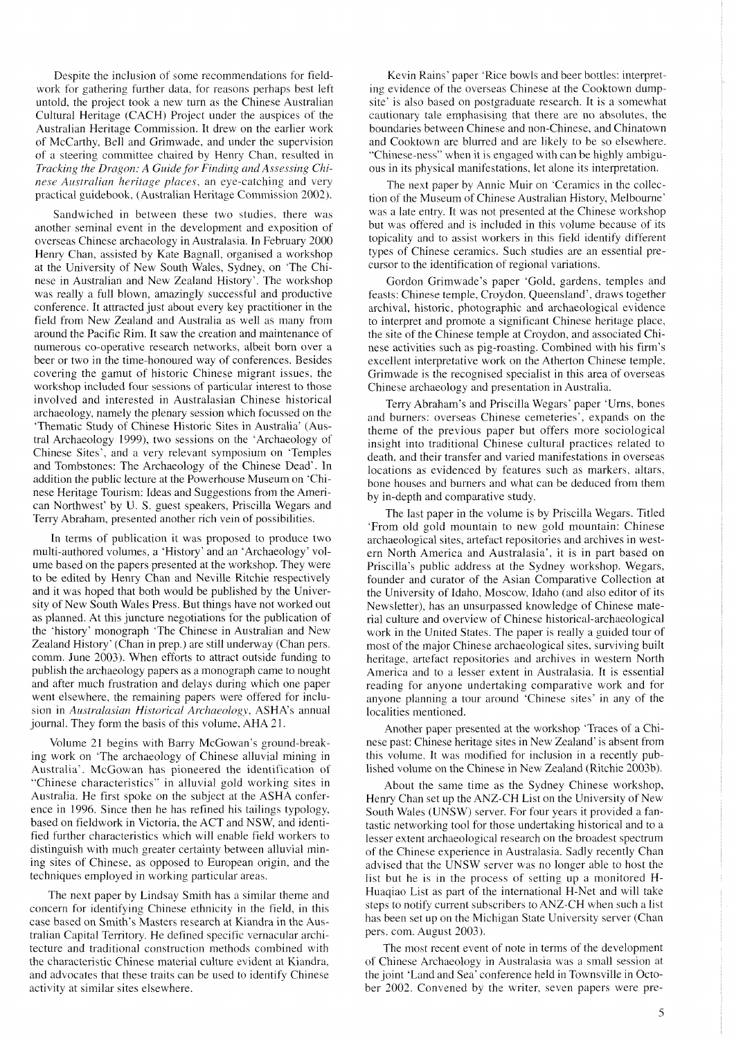Despite the inclusion of some recommendations for fieldwork for gathering further data, for reasons perhaps best left untold, the project took a new turn as the Chinese Australian Cultural Heritage (CACH) Project under the auspices of the Australian Heritage Commission. It drew on the earlier work of McCarthy, Bell and Grimwade, and under the supervision of a steering committee chaired by Henry Chan, resulted in *Tracking the Dragon: A Guide for Finding and Assessing Chinese Australian heritage places*, an eye-catching and very practical guidebook, (Australian Heritage Commission 2002).

Sandwiched in between these two studies, there was another seminal event in the development and exposition of overseas Chinese archaeology in Australasia. In February 2000 Henry Chan, assisted by Kate Bagnall, organised a workshop at the University of New South Wales, Sydney, on 'The Chinese in Australian and New Zealand History'. The workshop was really a full blown, amazingly successful and productive conference. It attracted just about every key practitioner in the field from New Zealand and Australia as well as many from around the Pacific Rim. It saw the creation and maintenance of numerous co-operative research networks, albeit born over a beer or two in the time-honoured way of conferences. Besides covering the gamut of historic Chinese migrant issues, the workshop included four sessions of particular interest to those involved and interested in Australasian Chinese historical archaeology, namely the plenary session which focussed on the 'Thematic Study of Chinese Historic Sites in Australia' (Austral Archaeology 1999), two sessions on the 'Archaeology of Chinese Sites', and a very relevant symposium on 'Temples and Tombstones: The Archaeology of the Chinese Dead'. In addition the public lecture at the Powerhouse Museum on 'Chinese Heritage Tourism: Ideas and Suggestions from the American Northwest' by U. S. guest speakers, Priscilla Wegars and Terry Abraham, presented another rich vein of possibilities.

In terms of publication it was proposed to produce two multi-authored volumes, a 'History' and an 'Archaeology' volume based on the papers presented at the workshop. They were to be edited by Henry Chan and Neville Ritchie respectively and it was hoped that both would be published by the University of New South Wales Press. But things have not worked out as planned. At this juncture negotiations for the publication of the 'history' monograph 'The Chinese in Australian and New Zealand History' (Chan in prep.) are still underway (Chan pers. comm. June 2003). When efforts to attract outside funding to publish the archaeology papers as a monograph came to nought and after much frustration and delays during which one paper went elsewhere, the remaining papers were offered for inclusion in *Australasian Historical Archaeology*, ASHA's annual journal. They form the basis of this volume, AHA 21.

Volume 21 begins with Barry McGowan's ground-breaking work on 'The archaeology of Chinese alluvial mining in Australia'. McGowan has pioneered the identification of "Chinese characteristics" in alluvial gold working sites in Australia. He first spoke on the subject at the ASHA conference in 1996. Since then he has refined his tailings typology, based on fieldwork in Victoria, the ACT and NSW, and identified further characteristics which will enable field workers to distinguish with much greater certainty between alluvial mining sites of Chinese, as opposed to European origin, and the techniques employed in working particular areas.

The next paper by Lindsay Smith has a similar theme and concern for identifying Chinese ethnicity in the field, in this case based on Smith's Masters research at Kiandra in the Australian Capital Territory. He defined specific vernacular architecture and traditional construction methods combined with the characteristic Chinese material culture evident at Kiandra, and advocates that these traits can be used to identify Chinese activity at similar sites elsewhere.

Kevin Rains' paper 'Rice bowls and beer bottles: interpreting evidence of the overseas Chinese at the Cooktown dumpsite' is also based on postgraduate research. It is a somewhat cautionary tale emphasising that there are no absolutes, the boundaries between Chinese and non-Chinese, and Chinatown and Cooktown are blurred and are likely to be so elsewhere. "Chinese-ness" when it is engaged with can be highly ambiguous in its physical manifestations, let alone its interpretation.

The next paper by Annie Muir on 'Ceramics in the collection of the Museum of Chinese Australian History, Melbourne' was a late entry. It was not presented at the Chinese workshop but was offered and is included in this volume because of its topicality and to assist workers in this field identify different types of Chinese ceramics. Such studies are an essential precursor to the identification of regional variations.

Gordon Grimwade's paper 'Gold, gardens, temples and feasts: Chinese temple, Croydon, Queensland', draws together archival, historic, photographic and archaeological evidence to interpret and promote a significant Chinese heritage place, the site of the Chinese temple at Croydon, and associated Chinese activities such as pig-roasting. Combined with his firm's excellent interpretative work on the Atherton Chinese temple, Grimwade is the recognised specialist in this area of overseas Chinese archaeology and presentation in Australia.

Terry Abraham's and Priscilla Wegars' paper 'Urns, bones and burners: overseas Chinese cemeteries', expands on the theme of the previous paper but offers more sociological insight into traditional Chinese cultural practices related to death, and their transfer and varied manifestations in overseas locations as evidenced by features such as markers, altars, bone houses and burners and what can be deduced from them by in-depth and comparative study.

The last paper in the volume is by Priscilla Wegars. Titled 'From old gold mountain to new gold mountain: Chinese archaeological sites, artefact repositories and archives in western North America and Australasia', it is in part based on Priscilla's public address at the Sydney workshop. Wegars, founder and curator of the Asian Comparative Collection at the University of Idaho, Moscow, Idaho (and also editor of its Newsletter), has an unsurpassed knowledge of Chinese material culture and overview of Chinese historical-archaeological work in the United States. The paper is really a guided tour of most of the major Chinese archaeological sites, surviving built heritage, artefact repositories and archives in western North America and to a lesser extent in Australasia. It is essential reading for anyone undertaking comparative work and for anyone planning a tour around 'Chinese sites' in any of the localities mentioned.

Another paper presented at the workshop 'Traces of a Chinese past: Chinese heritage sites in New Zealand' is absent from this volume. It was modified for inclusion in a recently published volume on the Chinese in New Zealand (Ritchie 2003b).

About the same time as the Sydney Chinese workshop, Henry Chan set up the ANZ-CH List on the University of New South Wales (UNSW) server. For four years it provided a fantastic networking tool for those undertaking historical and to a lesser extent archaeological research on the broadest spectrum of the Chinese experience in Australasia. Sadly recently Chan advised that the UNSW server was no longer able to host the list but he is in the process of setting up a monitored H-Huaqiao List as part of the international H-Net and will take steps to notify current subscribers to ANZ-CH when such a list has been set up on the Michigan State University server (Chan pers. com. August 2003).

The most recent event of note in terms of the development of Chinese Archaeology in Australasia was a small session at the joint 'Land and Sea' conference held in Townsville in October 2002. Convened by the writer, seven papers were pre-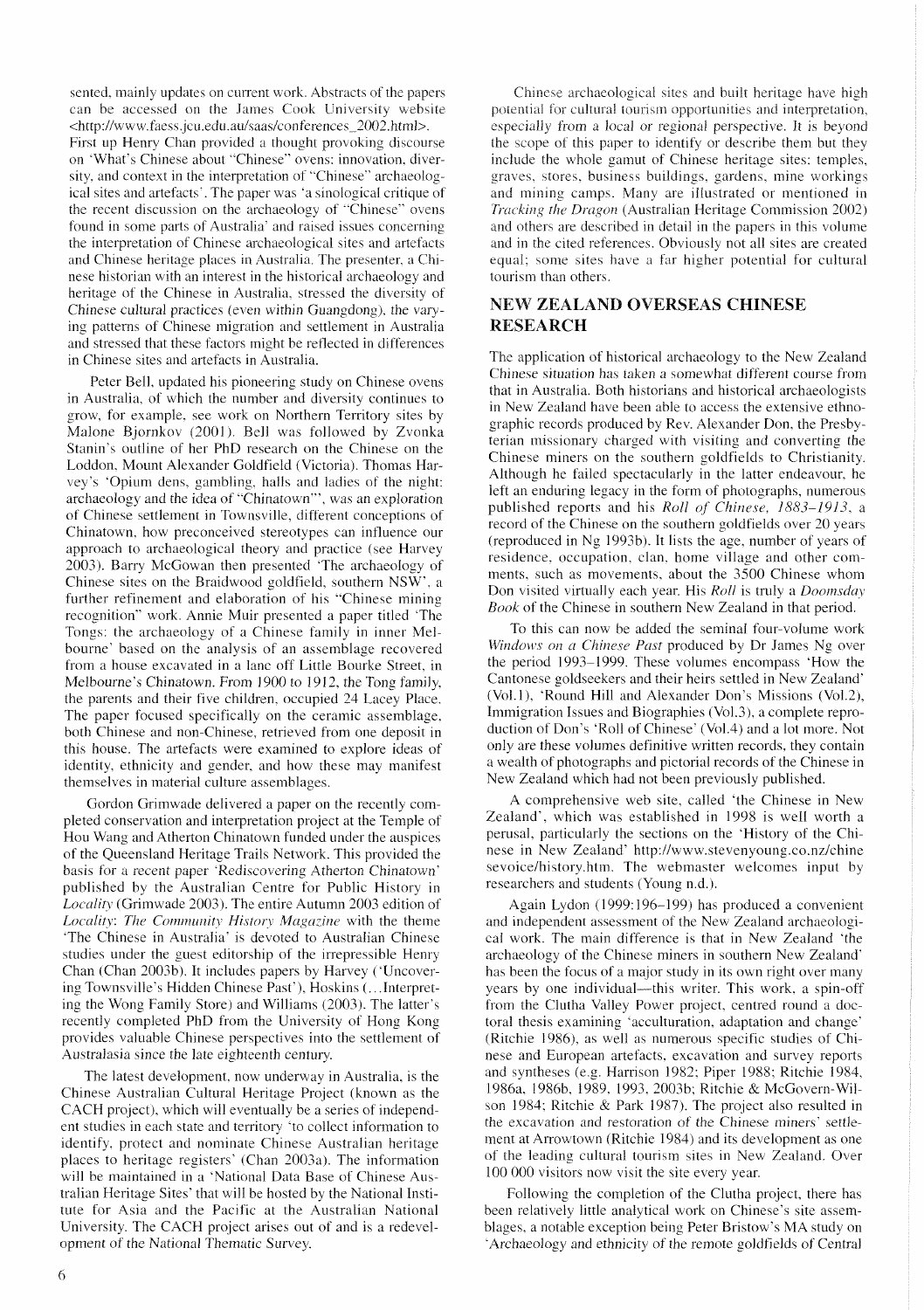sented, mainly updates on current work. Abstracts of the papers can be accessed on the James Cook University website <http://www.faess.jcu.edu.au/saas/conferences_2002.html>. First up Henry Chan provided a thought provoking discourse on 'What's Chinese about "Chinese" ovens: innovation, diversity, and context in the interpretation of "Chinese" archaeological sites and artefacts'. The paper was 'a sinological critique of the recent discussion on the archaeology of "Chinese" ovens found in some parts of Australia' and raised issues concerning the interpretation of Chinese archaeological sites and artefacts and Chinese heritage places in Australia. The presenter, a Chinese historian with an interest in the historical archaeology and heritage of the Chinese in Australia, stressed the diversity of Chinese cultural practices (even within Guangdong), the varying patterns of Chinese migration and settlement in Australia and stressed that these factors might be reflected in differences in Chinese sites and artefacts in Australia.

Peter Bell, updated his pioneering study on Chinese ovens in Australia, of which the number and diversity continues to grow, for example, see work on Northern Territory sites by Malone Bjornkov (2001). Bell was followed by Zvonka Stanin's outline of her PhD research on the Chinese on the Loddon, Mount Alexander Goldfield (Victoria). Thomas Harvey's 'Opium dens, gambling, halls and ladies of the night: archaeology and the idea of "Chinatown"', was an exploration of Chinese settlement in Townsville, different conceptions of Chinatown, how preconceived stereotypes can influence our approach to archaeological theory and practice (see Harvey 2003). Barry McGowan then presented 'The archaeology of Chinese sites on the Braidwood goldfield, southern NSW', a further refinement and elaboration of his "Chinese mining recognition" work. Annie Muir presented a paper titled 'The Tongs: the archaeology of a Chinese family in inner Melbourne' based on the analysis of an assemblage recovered from a house excavated in a lane off Little Bourke Street, in Melbourne's Chinatown. From 1900 to 1912, the Tong family, the parents and their five children, occupied 24 Lacey Place. The paper focused specifically on the ceramic assemblage, both Chinese and non-Chinese, retrieved from one deposit in this house. The artefacts were examined to explore ideas of identity, ethnicity and gender, and how these may manifest themselves in material culture assemblages.

Gordon Grimwade delivered a paper on the recently completed conservation and interpretation project at the Temple of Hou Wang and Atherton Chinatown funded under the auspices of the Queensland Heritage Trails Network. This provided the basis for a recent paper 'Rediscovering Atherton Chinatown' published by the Australian Centre for Public History in *Locality* (Grimwade 2003). The entire Autumn 2003 edition of *Locality: The Community History Magazine* with the theme 'The Chinese in Australia' is devoted to Australian Chinese studies under the guest editorship of the irrepressible Henry Chan (Chan 2003b). It includes papers by Harvey ('Uncovering Townsville's Hidden Chinese Past'), Hoskins (...Interpreting the Wong Family Store) and Williams (2003). The latter's recently completed PhD from the University of Hong Kong provides valuable Chinese perspectives into the settlement of Australasia since the late eighteenth century.

The latest development, now underway in Australia, is the Chinese Australian Cultural Heritage Project (known as the CACH project), which will eventually be a series of independent studies in each state and territory 'to collect information to identify, protect and nominate Chinese Australian heritage places to heritage registers' (Chan 2003a). The information will be maintained in a 'National Data Base of Chinese Australian Heritage Sites' that will be hosted by the National Institute for Asia and the Pacific at the Australian National University. The CACH project arises out of and is a redevelopment of the National Thematic Survey.

Chinese archaeological sites and built heritage have high potential for cultural tourism opportunities and interpretation, especially from a local or regional perspective. It is beyond the scope of this paper to identify or describe them but they include the whole gamut of Chinese heritage sites: temples, graves, stores, business buildings, gardens, mine workings and mining camps. Many are illustrated or mentioned in *Tracking the Dragon* (Australian Heritage Commission 2002) and others are described in detail in the papers in this volume and in the cited references. Obviously not all sites are created equal; some sites have a far higher potential for cultural tourism than others.

## NEW ZEALAND OVERSEAS CHINESE RESEARCH

The application of historical archaeology to the New Zealand Chinese situation has taken a somewhat different course from that in Australia. Both historians and historical archaeologists in New Zealand have been able to access the extensive ethnographic records produced by Rev. Alexander Don, the Presbyterian missionary charged with visiting and converting the Chinese miners on the southern goldfields to Christianity. Although he failed spectacularly in the latter endeavour, he left an enduring legacy in the form of photographs, numerous published reports and his *Roll of Chinese, 1883–1913*, a record of the Chinese on the southern goldfields over 20 years (reproduced in Ng 1993b). It lists the age, number of years of residence, occupation, clan, home village and other comments, such as movements, about the 3500 Chinese whom Don visited virtually each year. His *Roll* is truly a *Doomsday Book* of the Chinese in southern New Zealand in that period.

To this can now be added the seminal four-volume work *Windows on a Chinese Past* produced by Dr James Ng over the period 1993–1999. These volumes encompass 'How the Cantonese goldseekers and their heirs settled in New Zealand' (Vol.1), 'Round Hill and Alexander Don's Missions (Vol.2), Immigration Issues and Biographies (Vol.3), a complete reproduction of Don's 'Roll of Chinese' (Vol.4) and a lot more. Not only are these volumes definitive written records, they contain a wealth of photographs and pictorial records of the Chinese in New Zealand which had not been previously published.

A comprehensive web site, called 'the Chinese in New Zealand', which was established in 1998 is well worth a perusal, particularly the sections on the 'History of the Chinese in New Zealand' http://www.stevenyoung.co.nz/chinesevoice/history.htm. The webmaster welcomes input by researchers and students (Young n.d.).

Again Lydon (1999:196–199) has produced a convenient and independent assessment of the New Zealand archaeological work. The main difference is that in New Zealand 'the archaeology of the Chinese miners in southern New Zealand' has been the focus of a major study in its own right over many years by one individual—this writer. This work, a spin-off from the Clutha Valley Power project, centred round a doctoral thesis examining 'acculturation, adaptation and change' (Ritchie 1986), as well as numerous specific studies of Chinese and European artefacts, excavation and survey reports and syntheses (e.g. Harrison 1982; Piper 1988; Ritchie 1984, 1986a, 1986b, 1989, 1993, 2003b; Ritchie & McGovern-Wilson 1984; Ritchie & Park 1987). The project also resulted in the excavation and restoration of the Chinese miners' settlement at Arrowtown (Ritchie 1984) and its development as one of the leading cultural tourism sites in New Zealand. Over 100 000 visitors now visit the site every year.

Following the completion of the Clutha project, there has been relatively little analytical work on Chinese's site assemblages, a notable exception being Peter Bristow's MA study on 'Archaeology and ethnicity of the remote goldfields of Central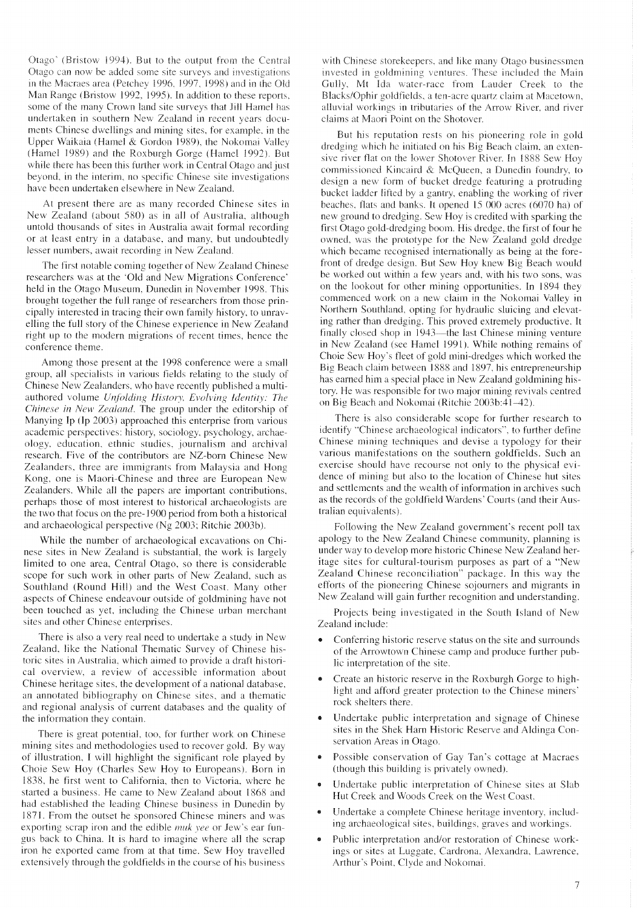Otago' (Bristow 1994). But to the output from the Central Otago can now be added some site surveys and investigations in the Macraes area (Petchey 1996, 1997, 1998) and in the Old Man Range (Bristow 1992, 1995). In addition to these reports, some of the many Crown land site surveys that Jill Hamel has undertaken in southern New Zealand in recent years documents Chinese dwellings and mining sites, for example, in the Upper Waikaia (Hamel & Gordon 1989), the Nokomai Valley (Hamel 1989) and the Roxburgh Gorge (Hamel 1992). But while there has been this further work in Central Otago and just beyond, in the interim, no specific Chinese site investigations have been undertaken elsewhere in New Zealand.

At present there are as many recorded Chinese sites in New Zealand (about 580) as in all of Australia, although untold thousands of sites in Australia await formal recording or at least entry in a database, and many, but undoubtedly lesser numbers, await recording in New Zealand.

The first notable coming together of New Zealand Chinese researchers was at the 'Old and New Migrations Conference' held in the Otago Museum, Dunedin in November 1998. This brought together the full range of researchers from those principally interested in tracing their own family history, to unravelling the full story of the Chinese experience in New Zealand right up to the modern migrations of recent times, hence the conference theme.

Among those present at the 1998 conference were a small group, all specialists in various fields relating to the study of Chinese New Zealanders, who have recently published a multi-authored volume *Unfolding History, Evolving Identity: The Chinese in New Zealand*. The group under the editorship of Manying Ip (Ip 2003) approached this enterprise from various academic perspectives: history, sociology, psychology, archaeology, education, ethnic studies, journalism and archival research. Five of the contributors are NZ-born Chinese New Zealanders, three are immigrants from Malaysia and Hong Kong, one is Maori-Chinese and three are European New Zealanders. While all the papers are important contributions, perhaps those of most interest to historical archaeologists are the two that focus on the pre-1900 period from both a historical and archaeological perspective (Ng 2003; Ritchie 2003b).

While the number of archaeological excavations on Chinese sites in New Zealand is substantial, the work is largely limited to one area, Central Otago, so there is considerable scope for such work in other parts of New Zealand, such as Southland (Round Hill) and the West Coast. Many other aspects of Chinese endeavour outside of goldmining have not been touched as yet, including the Chinese urban merchant sites and other Chinese enterprises.

There is also a very real need to undertake a study in New Zealand, like the National Thematic Survey of Chinese historic sites in Australia, which aimed to provide a draft historical overview, a review of accessible information about Chinese heritage sites, the development of a national database, an annotated bibliography on Chinese sites, and a thematic and regional analysis of current databases and the quality of the information they contain.

There is great potential, too, for further work on Chinese mining sites and methodologies used to recover gold. By way of illustration, I will highlight the significant role played by Choie Sew Hoy (Charles Sew Hoy to Europeans). Born in 1838, he first went to California, then to Victoria, where he started a business. He came to New Zealand about 1868 and had established the leading Chinese business in Dunedin by 1871. From the outset he sponsored Chinese miners and was exporting scrap iron and the edible *muk yee* or Jew's ear fungus back to China. It is hard to imagine where all the scrap iron he exported came from at that time. Sew Hoy travelled extensively through the goldfields in the course of his business with Chinese storekeepers, and like many Otago businessmen invested in goldmining ventures. These included the Main Gully, Mt Ida water-race from Lauder Creek to the Blacks/Ophir goldfields, a ten-acre quartz claim at Macetown, alluvial workings in tributaries of the Arrow River, and river claims at Maori Point on the Shotover.

But his reputation rests on his pioneering role in gold dredging which he initiated on his Big Beach claim, an extensive river flat on the lower Shotover River. In 1888 Sew Hoy commissioned Kincaird & McQueen, a Dunedin foundry, to design a new form of bucket dredge featuring a protruding bucket ladder lifted by a gantry, enabling the working of river beaches, flats and banks. It opened 15 000 acres (6070 ha) of new ground to dredging. Sew Hoy is credited with sparking the first Otago gold-dredging boom. His dredge, the first of four he owned, was the prototype for the New Zealand gold dredge which became recognised internationally as being at the forefront of dredge design. But Sew Hoy knew Big Beach would be worked out within a few years and, with his two sons, was on the lookout for other mining opportunities. In 1894 they commenced work on a new claim in the Nokomai Valley in Northern Southland, opting for hydraulic sluicing and elevating rather than dredging. This proved extremely productive. It finally closed shop in 1943—the last Chinese mining venture in New Zealand (see Hamel 1991). While nothing remains of Choie Sew Hoy's fleet of gold mini-dredges which worked the Big Beach claim between 1888 and 1897, his entrepreneurship has earned him a special place in New Zealand goldmining history. He was responsible for two major mining revivals centred on Big Beach and Nokomai (Ritchie 2003b:41–42).

There is also considerable scope for further research to identify "Chinese archaeological indicators", to further define Chinese mining techniques and devise a typology for their various manifestations on the southern goldfields. Such an exercise should have recourse not only to the physical evidence of mining but also to the location of Chinese hut sites and settlements and the wealth of information in archives such as the records of the goldfield Wardens' Courts (and their Australian equivalents).

Following the New Zealand government's recent poll tax apology to the New Zealand Chinese community, planning is under way to develop more historic Chinese New Zealand heritage sites for cultural-tourism purposes as part of a "New Zealand Chinese reconciliation" package. In this way the efforts of the pioneering Chinese sojourners and migrants in New Zealand will gain further recognition and understanding.

Projects being investigated in the South Island of New Zealand include:

- Conferring historic reserve status on the site and surrounds of the Arrowtown Chinese camp and produce further public interpretation of the site.
- Create an historic reserve in the Roxburgh Gorge to highlight and afford greater protection to the Chinese miners' rock shelters there.
- Undertake public interpretation and signage of Chinese sites in the Shek Harn Historic Reserve and Aldinga Conservation Areas in Otago.
- Possible conservation of Gay Tan's cottage at Macraes (though this building is privately owned).
- Undertake public interpretation of Chinese sites at Slab Hut Creek and Woods Creek on the West Coast.
- Undertake a complete Chinese heritage inventory, including archaeological sites, buildings, graves and workings.
- Public interpretation and/or restoration of Chinese workings or sites at Luggate, Cardrona, Alexandra, Lawrence, Arthur's Point, Clyde and Nokomai.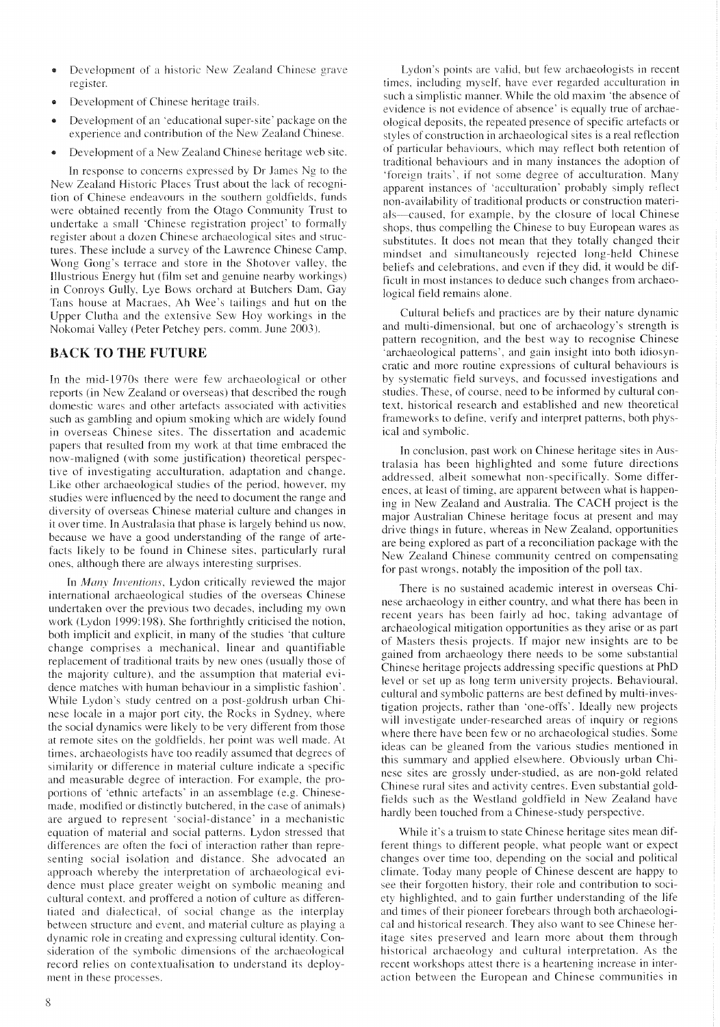- Development of a historic New Zealand Chinese grave register.
- Development of Chinese heritage trails.
- Development of an 'educational super-site' package on the experience and contribution of the New Zealand Chinese.
- Development of a New Zealand Chinese heritage web site.

In response to concerns expressed by Dr James Ng to the New Zealand Historic Places Trust about the lack of recognition of Chinese endeavours in the southern goldfields, funds were obtained recently from the Otago Community Trust to undertake a small 'Chinese registration project' to formally register about a dozen Chinese archaeological sites and structures. These include a survey of the Lawrence Chinese Camp, Wong Gong's terrace and store in the Shotover valley, the Illustrious Energy hut (film set and genuine nearby workings) in Conroys Gully, Lye Bows orchard at Butchers Dam, Gay Tans house at Macraes, Ah Wee's tailings and hut on the Upper Clutha and the extensive Sew Hoy workings in the Nokomai Valley (Peter Petchey pers. comm. June 2003).

## BACK TO THE FUTURE

In the mid-1970s there were few archaeological or other reports (in New Zealand or overseas) that described the rough domestic wares and other artefacts associated with activities such as gambling and opium smoking which are widely found in overseas Chinese sites. The dissertation and academic papers that resulted from my work at that time embraced the now-maligned (with some justification) theoretical perspective of investigating acculturation, adaptation and change. Like other archaeological studies of the period, however, my studies were influenced by the need to document the range and diversity of overseas Chinese material culture and changes in it over time. In Australasia that phase is largely behind us now, because we have a good understanding of the range of artefacts likely to be found in Chinese sites, particularly rural ones, although there are always interesting surprises.

In *Many Inventions*, Lydon critically reviewed the major international archaeological studies of the overseas Chinese undertaken over the previous two decades, including my own work (Lydon 1999:198). She forthrightly criticised the notion, both implicit and explicit, in many of the studies 'that culture change comprises a mechanical, linear and quantifiable replacement of traditional traits by new ones (usually those of the majority culture), and the assumption that material evidence matches with human behaviour in a simplistic fashion'. While Lydon's study centred on a post-goldrush urban Chinese locale in a major port city, the Rocks in Sydney, where the social dynamics were likely to be very different from those at remote sites on the goldfields, her point was well made. At times, archaeologists have too readily assumed that degrees of similarity or difference in material culture indicate a specific and measurable degree of interaction. For example, the proportions of 'ethnic artefacts' in an assemblage (e.g. Chinese-made, modified or distinctly butchered, in the case of animals) are argued to represent 'social-distance' in a mechanistic equation of material and social patterns. Lydon stressed that differences are often the foci of interaction rather than representing social isolation and distance. She advocated an approach whereby the interpretation of archaeological evidence must place greater weight on symbolic meaning and cultural context, and proffered a notion of culture as differentiated and dialectical, of social change as the interplay between structure and event, and material culture as playing a dynamic role in creating and expressing cultural identity. Consideration of the symbolic dimensions of the archaeological record relies on contextualisation to understand its deployment in these processes.

Lydon's points are valid, but few archaeologists in recent times, including myself, have ever regarded acculturation in such a simplistic manner. While the old maxim 'the absence of evidence is not evidence of absence' is equally true of archaeological deposits, the repeated presence of specific artefacts or styles of construction in archaeological sites is a real reflection of particular behaviours, which may reflect both retention of traditional behaviours and in many instances the adoption of 'foreign traits', if not some degree of acculturation. Many apparent instances of 'acculturation' probably simply reflect non-availability of traditional products or construction materials—caused, for example, by the closure of local Chinese shops, thus compelling the Chinese to buy European wares as substitutes. It does not mean that they totally changed their mindset and simultaneously rejected long-held Chinese beliefs and celebrations, and even if they did, it would be difficult in most instances to deduce such changes from archaeological field remains alone.

Cultural beliefs and practices are by their nature dynamic and multi-dimensional, but one of archaeology's strength is pattern recognition, and the best way to recognise Chinese 'archaeological patterns', and gain insight into both idiosyncratic and more routine expressions of cultural behaviours is by systematic field surveys, and focussed investigations and studies. These, of course, need to be informed by cultural context, historical research and established and new theoretical frameworks to define, verify and interpret patterns, both physical and symbolic.

In conclusion, past work on Chinese heritage sites in Australasia has been highlighted and some future directions addressed, albeit somewhat non-specifically. Some differences, at least of timing, are apparent between what is happening in New Zealand and Australia. The CACH project is the major Australian Chinese heritage focus at present and may drive things in future, whereas in New Zealand, opportunities are being explored as part of a reconciliation package with the New Zealand Chinese community centred on compensating for past wrongs, notably the imposition of the poll tax.

There is no sustained academic interest in overseas Chinese archaeology in either country, and what there has been in recent years has been fairly ad hoc, taking advantage of archaeological mitigation opportunities as they arise or as part of Masters thesis projects. If major new insights are to be gained from archaeology there needs to be some substantial Chinese heritage projects addressing specific questions at PhD level or set up as long term university projects. Behavioural, cultural and symbolic patterns are best defined by multi-investigation projects, rather than 'one-offs'. Ideally new projects will investigate under-researched areas of inquiry or regions where there have been few or no archaeological studies. Some ideas can be gleaned from the various studies mentioned in this summary and applied elsewhere. Obviously urban Chinese sites are grossly under-studied, as are non-gold related Chinese rural sites and activity centres. Even substantial goldfields such as the Westland goldfield in New Zealand have hardly been touched from a Chinese-study perspective.

While it's a truism to state Chinese heritage sites mean different things to different people, what people want or expect changes over time too, depending on the social and political climate. Today many people of Chinese descent are happy to see their forgotten history, their role and contribution to society highlighted, and to gain further understanding of the life and times of their pioneer forebears through both archaeological and historical research. They also want to see Chinese heritage sites preserved and learn more about them through historical archaeology and cultural interpretation. As the recent workshops attest there is a heartening increase in interaction between the European and Chinese communities in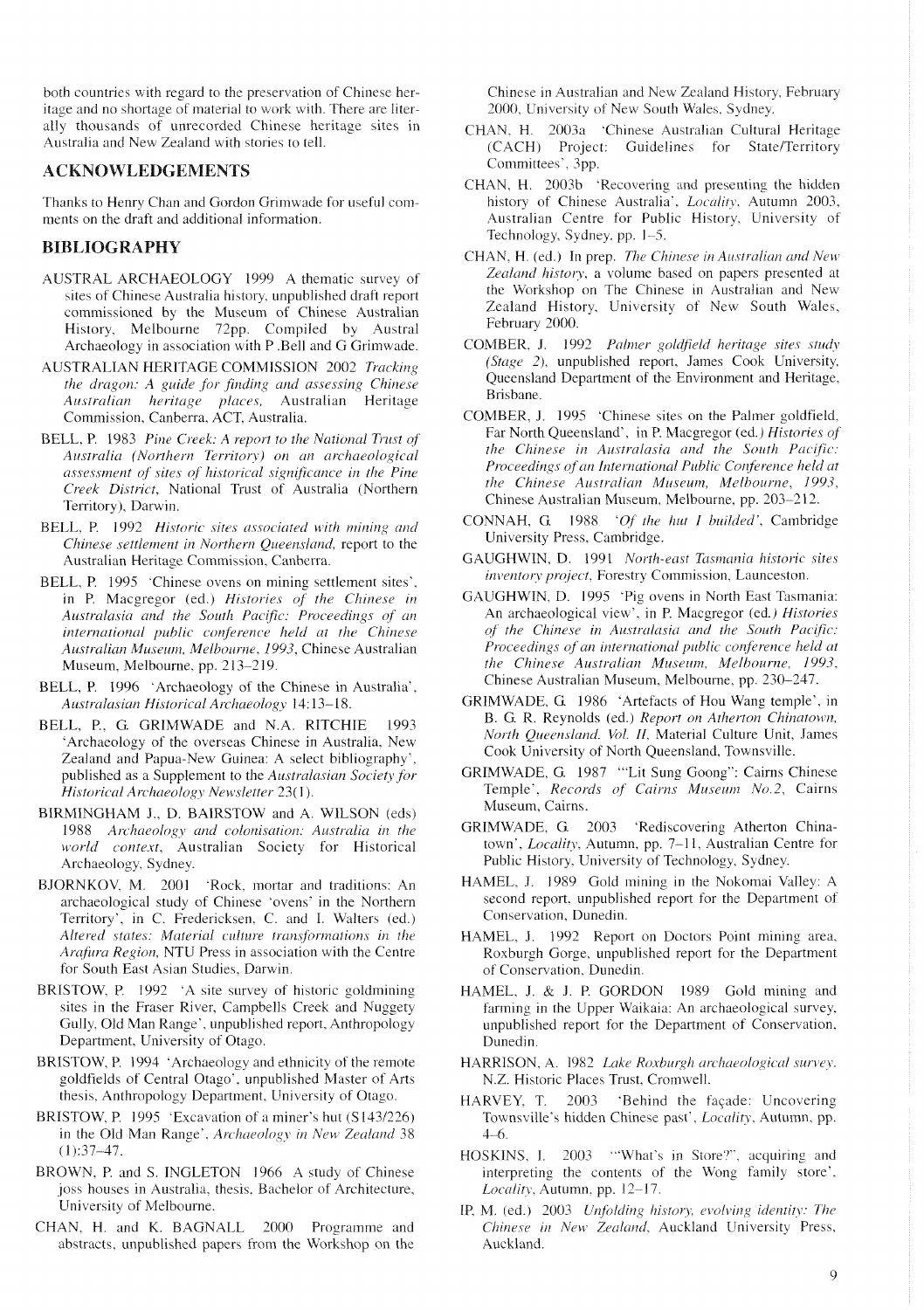both countries with regard to the preservation of Chinese heritage and no shortage of material to work with. There are literally thousands of unrecorded Chinese heritage sites in Australia and New Zealand with stories to tell.

## ACKNOWLEDGEMENTS

Thanks to Henry Chan and Gordon Grimwade for useful comments on the draft and additional information.

## BIBLIOGRAPHY

AUSTRAL ARCHAEOLOGY 1999 A thematic survey of sites of Chinese Australia history, unpublished draft report commissioned by the Museum of Chinese Australian History, Melbourne 72pp. Compiled by Austral Archaeology in association with P .Bell and G Grimwade.

AUSTRALIAN HERITAGE COMMISSION 2002 *Tracking the dragon: A guide for finding and assessing Chinese Australian heritage places*, Australian Heritage Commission, Canberra, ACT, Australia.

BELL, P. 1983 *Pine Creek: A report to the National Trust of Australia (Northern Territory) on an archaeological assessment of sites of historical significance in the Pine Creek District*, National Trust of Australia (Northern Territory), Darwin.

BELL, P. 1992 *Historic sites associated with mining and Chinese settlement in Northern Queensland*, report to the Australian Heritage Commission, Canberra.

BELL, P. 1995 'Chinese ovens on mining settlement sites', in P. Macgregor (ed.) *Histories of the Chinese in Australasia and the South Pacific: Proceedings of an international public conference held at the Chinese Australian Museum, Melbourne, 1993*, Chinese Australian Museum, Melbourne, pp. 213–219.

BELL, P. 1996 'Archaeology of the Chinese in Australia', *Australasian Historical Archaeology* 14:13–18.

BELL, P., G. GRIMWADE and N.A. RITCHIE 1993 'Archaeology of the overseas Chinese in Australia, New Zealand and Papua-New Guinea: A select bibliography', published as a Supplement to the *Australasian Society for Historical Archaeology Newsletter* 23(1).

BIRMINGHAM J., D. BAIRSTOW and A. WILSON (eds) 1988 *Archaeology and colonisation: Australia in the world context*, Australian Society for Historical Archaeology, Sydney.

BJORNKOV, M. 2001 'Rock, mortar and traditions: An archaeological study of Chinese 'ovens' in the Northern Territory', in C. Fredericksen, C. and I. Walters (ed.) *Altered states: Material culture transformations in the Arafura Region*, NTU Press in association with the Centre for South East Asian Studies, Darwin.

BRISTOW, P. 1992 'A site survey of historic goldmining sites in the Fraser River, Campbells Creek and Nuggety Gully, Old Man Range', unpublished report, Anthropology Department, University of Otago.

BRISTOW, P. 1994 'Archaeology and ethnicity of the remote goldfields of Central Otago', unpublished Master of Arts thesis, Anthropology Department, University of Otago.

BRISTOW, P. 1995 'Excavation of a miner's hut (S143/226) in the Old Man Range', *Archaeology in New Zealand* 38 (1):37–47.

BROWN, P. and S. INGLETON 1966 A study of Chinese joss houses in Australia, thesis, Bachelor of Architecture, University of Melbourne.

CHAN, H. and K. BAGNALL 2000 Programme and abstracts, unpublished papers from the Workshop on the Chinese in Australian and New Zealand History, February 2000, University of New South Wales, Sydney.

CHAN, H. 2003a 'Chinese Australian Cultural Heritage (CACH) Project: Guidelines for State/Territory Committees', 3pp.

CHAN, H. 2003b 'Recovering and presenting the hidden history of Chinese Australia', *Locality*, Autumn 2003, Australian Centre for Public History, University of Technology, Sydney, pp. 1–5.

CHAN, H. (ed.) In prep. *The Chinese in Australian and New Zealand history*, a volume based on papers presented at the Workshop on The Chinese in Australian and New Zealand History, University of New South Wales, February 2000.

COMBER, J. 1992 *Palmer goldfield heritage sites study (Stage 2)*, unpublished report, James Cook University, Queensland Department of the Environment and Heritage, Brisbane.

COMBER, J. 1995 'Chinese sites on the Palmer goldfield, Far North Queensland', in P. Macgregor (ed.) *Histories of the Chinese in Australasia and the South Pacific: Proceedings of an International Public Conference held at the Chinese Australian Museum, Melbourne, 1993*, Chinese Australian Museum, Melbourne, pp. 203–212.

CONNAH, G. 1988 *'Of the hut I builded'*, Cambridge University Press, Cambridge.

GAUGHWIN, D. 1991 *North-east Tasmania historic sites inventory project*, Forestry Commission, Launceston.

GAUGHWIN, D. 1995 'Pig ovens in North East Tasmania: An archaeological view', in P. Macgregor (ed.) *Histories of the Chinese in Australasia and the South Pacific: Proceedings of an international public conference held at the Chinese Australian Museum, Melbourne, 1993*, Chinese Australian Museum, Melbourne, pp. 230–247.

GRIMWADE, G. 1986 'Artefacts of Hou Wang temple', in B. G. R. Reynolds (ed.) *Report on Atherton Chinatown, North Queensland. Vol. II*, Material Culture Unit, James Cook University of North Queensland, Townsville.

GRIMWADE, G. 1987 '"Lit Sung Goong": Cairns Chinese Temple', *Records of Cairns Museum No.2*, Cairns Museum, Cairns.

GRIMWADE, G. 2003 'Rediscovering Atherton Chinatown', *Locality*, Autumn, pp. 7–11, Australian Centre for Public History, University of Technology, Sydney.

HAMEL, J. 1989 Gold mining in the Nokomai Valley: A second report, unpublished report for the Department of Conservation, Dunedin.

HAMEL, J. 1992 Report on Doctors Point mining area, Roxburgh Gorge, unpublished report for the Department of Conservation, Dunedin.

HAMEL, J. & J. P. GORDON 1989 Gold mining and farming in the Upper Waikaia: An archaeological survey, unpublished report for the Department of Conservation, Dunedin.

HARRISON, A. 1982 *Lake Roxburgh archaeological survey*. N.Z. Historic Places Trust, Cromwell.

HARVEY, T. 2003 'Behind the façade: Uncovering Townsville's hidden Chinese past', *Locality*, Autumn, pp. 4–6.

HOSKINS, I. 2003 '"What's in Store?", acquiring and interpreting the contents of the Wong family store', *Locality*, Autumn, pp. 12–17.

IP, M. (ed.) 2003 *Unfolding history, evolving identity: The Chinese in New Zealand*, Auckland University Press, Auckland.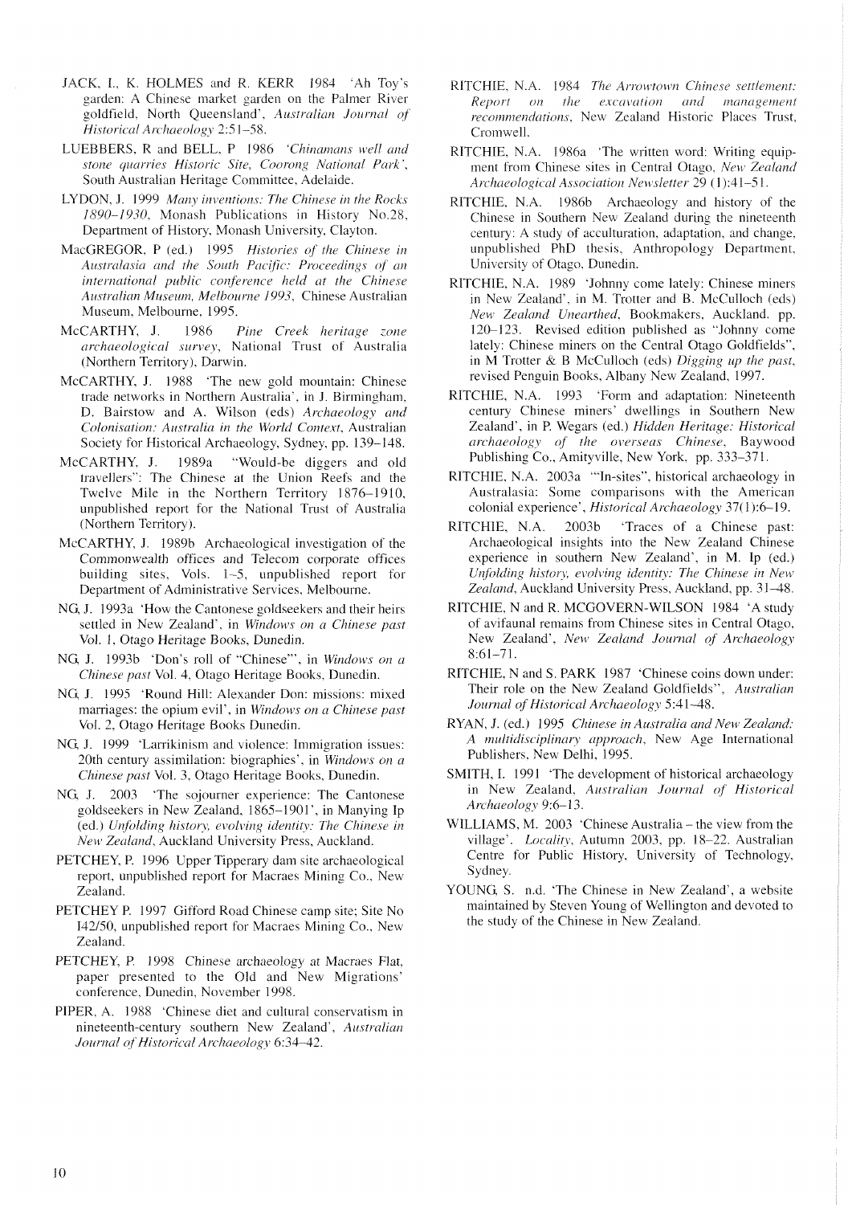JACK, I., K. HOLMES and R. KERR 1984 'Ah Toy's garden: A Chinese market garden on the Palmer River goldfield, North Queensland', *Australian Journal of Historical Archaeology* 2:51–58.

LUEBBERS, R and BELL, P 1986 *'Chinamans well and stone quarries Historic Site, Coorong National Park'*, South Australian Heritage Committee, Adelaide.

LYDON, J. 1999 *Many inventions: The Chinese in the Rocks 1890–1930*, Monash Publications in History No.28, Department of History, Monash University, Clayton.

MacGREGOR, P (ed.) 1995 *Histories of the Chinese in Australasia and the South Pacific: Proceedings of an international public conference held at the Chinese Australian Museum, Melbourne 1993*, Chinese Australian Museum, Melbourne, 1995.

McCARTHY, J. 1986 *Pine Creek heritage zone archaeological survey*, National Trust of Australia (Northern Territory), Darwin.

McCARTHY, J. 1988 'The new gold mountain: Chinese trade networks in Northern Australia', in J. Birmingham, D. Bairstow and A. Wilson (eds) *Archaeology and Colonisation: Australia in the World Context*, Australian Society for Historical Archaeology, Sydney, pp. 139–148.

McCARTHY, J. 1989a "Would-be diggers and old travellers": The Chinese at the Union Reefs and the Twelve Mile in the Northern Territory 1876–1910, unpublished report for the National Trust of Australia (Northern Territory).

McCARTHY, J. 1989b Archaeological investigation of the Commonwealth offices and Telecom corporate offices building sites, Vols. 1–5, unpublished report for Department of Administrative Services, Melbourne.

NG, J. 1993a 'How the Cantonese goldseekers and their heirs settled in New Zealand', in *Windows on a Chinese past* Vol. 1, Otago Heritage Books, Dunedin.

NG, J. 1993b 'Don's roll of "Chinese"', in *Windows on a Chinese past* Vol. 4, Otago Heritage Books, Dunedin.

NG, J. 1995 'Round Hill: Alexander Don: missions: mixed marriages: the opium evil', in *Windows on a Chinese past* Vol. 2, Otago Heritage Books Dunedin.

NG, J. 1999 'Larrikinism and violence: Immigration issues: 20th century assimilation: biographies', in *Windows on a Chinese past* Vol. 3, Otago Heritage Books, Dunedin.

NG, J. 2003 'The sojourner experience: The Cantonese goldseekers in New Zealand, 1865–1901', in Manying Ip (ed.) *Unfolding history, evolving identity: The Chinese in New Zealand*, Auckland University Press, Auckland.

PETCHEY, P. 1996 Upper Tipperary dam site archaeological report, unpublished report for Macraes Mining Co., New Zealand.

PETCHEY P. 1997 Gifford Road Chinese camp site; Site No I42/50, unpublished report for Macraes Mining Co., New Zealand.

PETCHEY, P. 1998 Chinese archaeology at Macraes Flat, paper presented to the Old and New Migrations' conference, Dunedin, November 1998.

PIPER, A. 1988 'Chinese diet and cultural conservatism in nineteenth-century southern New Zealand', *Australian Journal of Historical Archaeology* 6:34–42.

RITCHIE, N.A. 1984 *The Arrowtown Chinese settlement: Report on the excavation and management recommendations*, New Zealand Historic Places Trust, Cromwell.

RITCHIE, N.A. 1986a 'The written word: Writing equipment from Chinese sites in Central Otago, *New Zealand Archaeological Association Newsletter* 29 (1):41–51.

RITCHIE, N.A. 1986b Archaeology and history of the Chinese in Southern New Zealand during the nineteenth century: A study of acculturation, adaptation, and change, unpublished PhD thesis, Anthropology Department, University of Otago, Dunedin.

RITCHIE, N.A. 1989 'Johnny come lately: Chinese miners in New Zealand', in M. Trotter and B. McCulloch (eds) *New Zealand Unearthed*, Bookmakers, Auckland. pp. 120–123. Revised edition published as "Johnny come lately: Chinese miners on the Central Otago Goldfields", in M Trotter & B McCulloch (eds) *Digging up the past*, revised Penguin Books, Albany New Zealand, 1997.

RITCHIE, N.A. 1993 'Form and adaptation: Nineteenth century Chinese miners' dwellings in Southern New Zealand', in P. Wegars (ed.) *Hidden Heritage: Historical archaeology of the overseas Chinese*, Baywood Publishing Co., Amityville, New York. pp. 333–371.

RITCHIE, N.A. 2003a '"In-sites", historical archaeology in Australasia: Some comparisons with the American colonial experience', *Historical Archaeology* 37(1):6–19.

RITCHIE, N.A. 2003b 'Traces of a Chinese past: Archaeological insights into the New Zealand Chinese experience in southern New Zealand', in M. Ip (ed.) *Unfolding history, evolving identity: The Chinese in New Zealand*, Auckland University Press, Auckland, pp. 31–48.

RITCHIE, N and R. MCGOVERN-WILSON 1984 'A study of avifaunal remains from Chinese sites in Central Otago, New Zealand', *New Zealand Journal of Archaeology* 8:61–71.

RITCHIE, N and S. PARK 1987 'Chinese coins down under: Their role on the New Zealand Goldfields", *Australian Journal of Historical Archaeology* 5:41–48.

RYAN, J. (ed.) 1995 *Chinese in Australia and New Zealand: A multidisciplinary approach*, New Age International Publishers, New Delhi, 1995.

SMITH, I. 1991 'The development of historical archaeology in New Zealand, *Australian Journal of Historical Archaeology* 9:6–13.

WILLIAMS, M. 2003 'Chinese Australia – the view from the village'. *Locality*, Autumn 2003, pp. 18–22. Australian Centre for Public History, University of Technology, Sydney.

YOUNG, S. n.d. 'The Chinese in New Zealand', a website maintained by Steven Young of Wellington and devoted to the study of the Chinese in New Zealand.